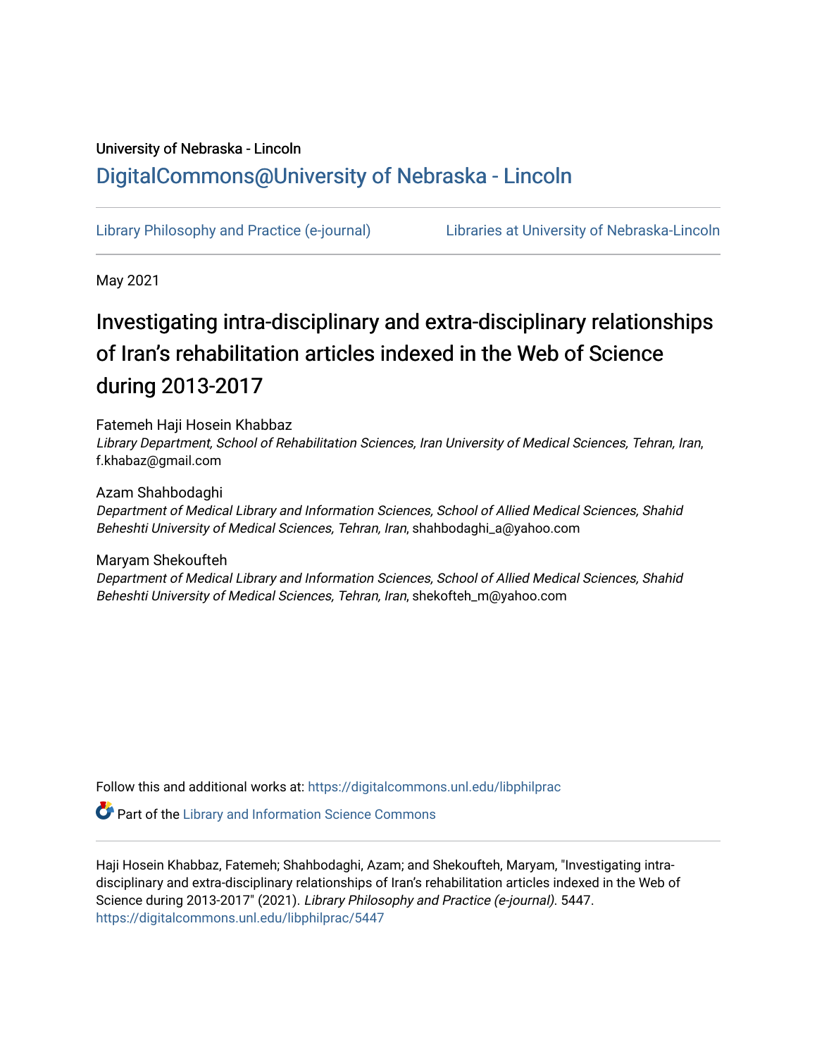University of Nebraska - Lincoln

DigitalCommons@University of Nebraska - Lincoln

Library Philosophy and Practice (e-journal) | Libraries at University of Nebraska-Lincoln

May 2021

# Investigating intra-disciplinary and extra-disciplinary relationships of Iran's rehabilitation articles indexed in the Web of Science during 2013-2017

Fatemeh Haji Hosein Khabbaz
*Library Department, School of Rehabilitation Sciences, Iran University of Medical Sciences, Tehran, Iran*, f.khabaz@gmail.com

Azam Shahbodaghi
*Department of Medical Library and Information Sciences, School of Allied Medical Sciences, Shahid Beheshti University of Medical Sciences, Tehran, Iran*, shahbodaghi_a@yahoo.com

Maryam Shekoufteh
*Department of Medical Library and Information Sciences, School of Allied Medical Sciences, Shahid Beheshti University of Medical Sciences, Tehran, Iran*, shekofteh_m@yahoo.com

Follow this and additional works at: https://digitalcommons.unl.edu/libphilprac

Part of the Library and Information Science Commons

Haji Hosein Khabbaz, Fatemeh; Shahbodaghi, Azam; and Shekoufteh, Maryam, "Investigating intra-disciplinary and extra-disciplinary relationships of Iran's rehabilitation articles indexed in the Web of Science during 2013-2017" (2021). *Library Philosophy and Practice (e-journal)*. 5447.
https://digitalcommons.unl.edu/libphilprac/5447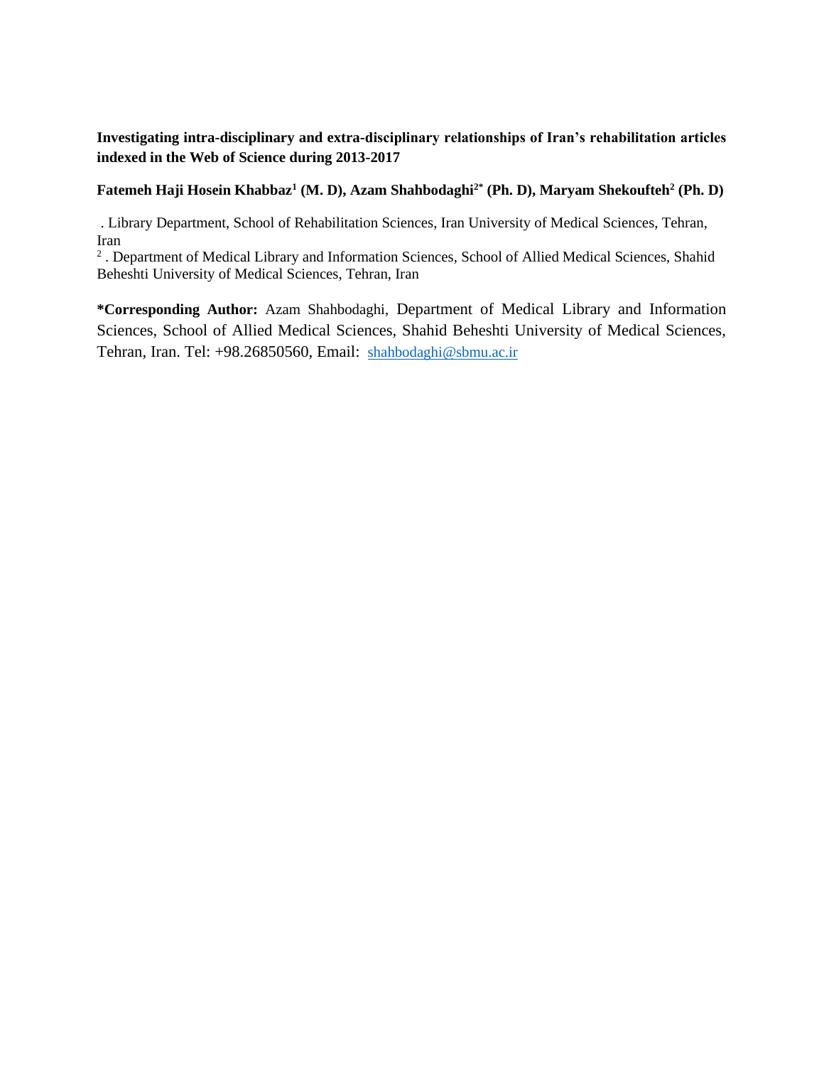**Investigating intra-disciplinary and extra-disciplinary relationships of Iran's rehabilitation articles indexed in the Web of Science during 2013-2017**

**Fatemeh Haji Hosein Khabbaz[1] (M. D), Azam Shahbodaghi[2*] (Ph. D), Maryam Shekoufteh[2] (Ph. D)**

. Library Department, School of Rehabilitation Sciences, Iran University of Medical Sciences, Tehran, Iran

[2] . Department of Medical Library and Information Sciences, School of Allied Medical Sciences, Shahid Beheshti University of Medical Sciences, Tehran, Iran

**\*Corresponding Author:** Azam Shahbodaghi, Department of Medical Library and Information Sciences, School of Allied Medical Sciences, Shahid Beheshti University of Medical Sciences, Tehran, Iran. Tel: +98.26850560, Email: shahbodaghi@sbmu.ac.ir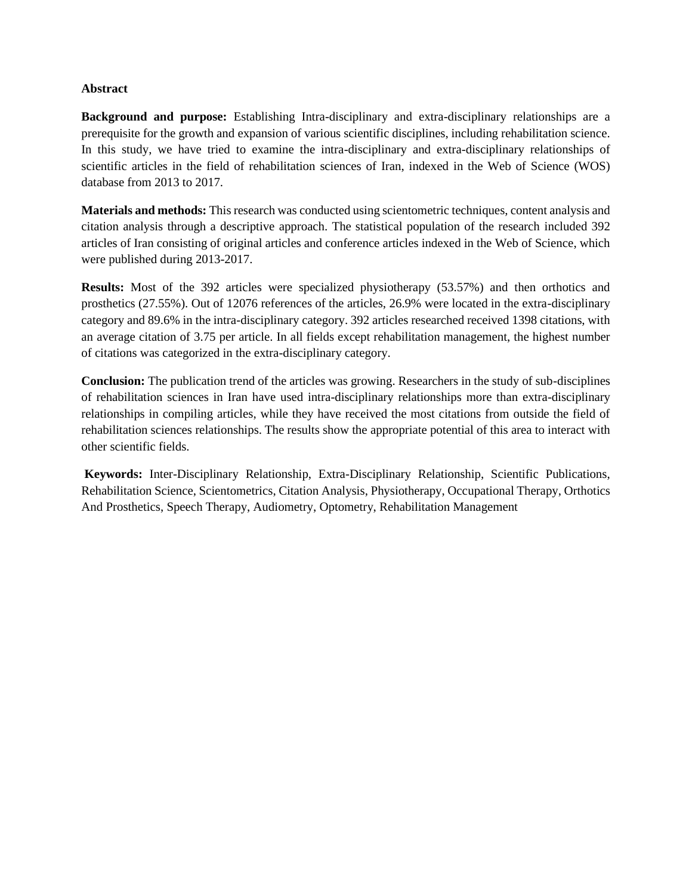**Abstract**

**Background and purpose:** Establishing Intra-disciplinary and extra-disciplinary relationships are a prerequisite for the growth and expansion of various scientific disciplines, including rehabilitation science. In this study, we have tried to examine the intra-disciplinary and extra-disciplinary relationships of scientific articles in the field of rehabilitation sciences of Iran, indexed in the Web of Science (WOS) database from 2013 to 2017.

**Materials and methods:** This research was conducted using scientometric techniques, content analysis and citation analysis through a descriptive approach. The statistical population of the research included 392 articles of Iran consisting of original articles and conference articles indexed in the Web of Science, which were published during 2013-2017.

**Results:** Most of the 392 articles were specialized physiotherapy (53.57%) and then orthotics and prosthetics (27.55%). Out of 12076 references of the articles, 26.9% were located in the extra-disciplinary category and 89.6% in the intra-disciplinary category. 392 articles researched received 1398 citations, with an average citation of 3.75 per article. In all fields except rehabilitation management, the highest number of citations was categorized in the extra-disciplinary category.

**Conclusion:** The publication trend of the articles was growing. Researchers in the study of sub-disciplines of rehabilitation sciences in Iran have used intra-disciplinary relationships more than extra-disciplinary relationships in compiling articles, while they have received the most citations from outside the field of rehabilitation sciences relationships. The results show the appropriate potential of this area to interact with other scientific fields.

**Keywords:** Inter-Disciplinary Relationship, Extra-Disciplinary Relationship, Scientific Publications, Rehabilitation Science, Scientometrics, Citation Analysis, Physiotherapy, Occupational Therapy, Orthotics And Prosthetics, Speech Therapy, Audiometry, Optometry, Rehabilitation Management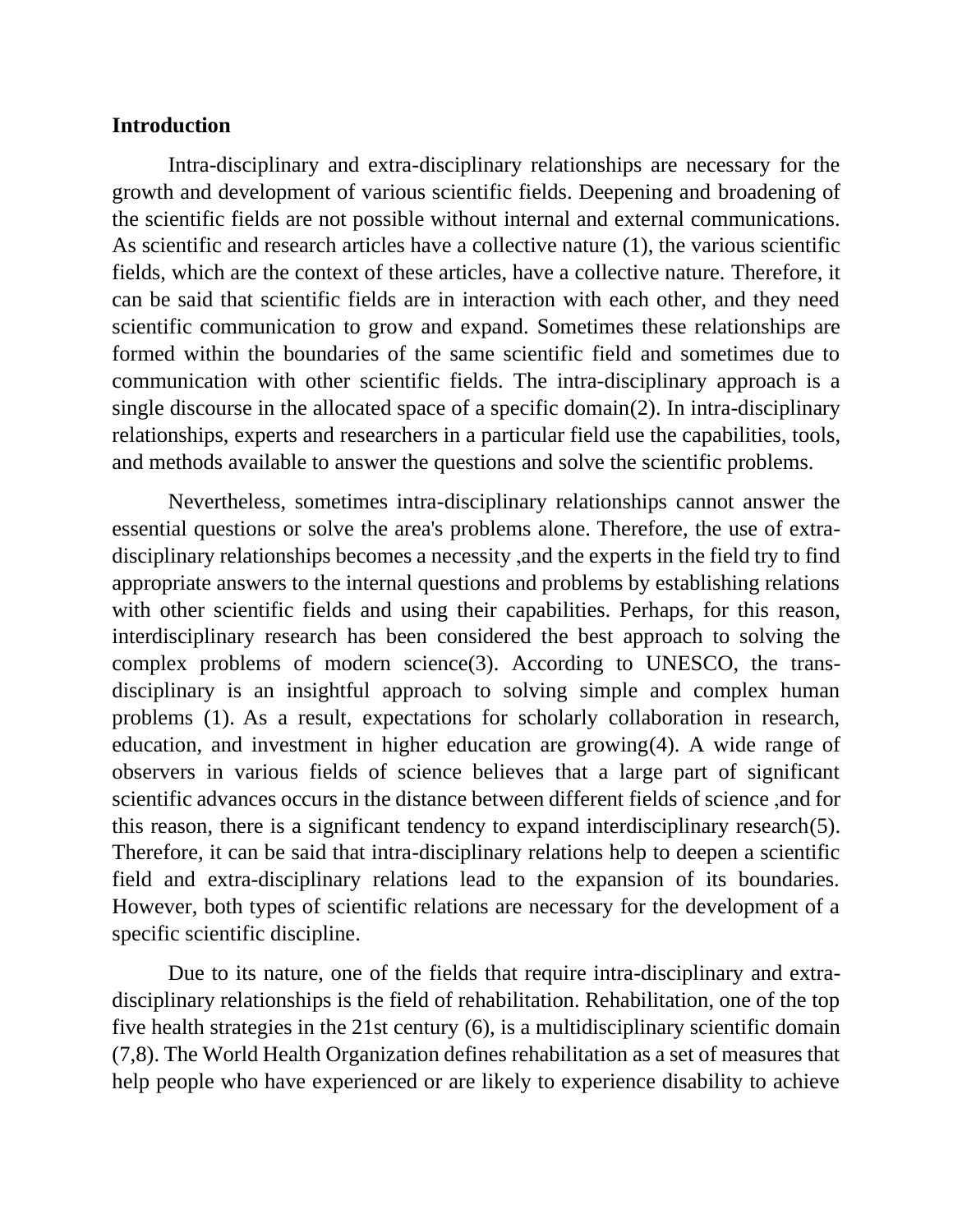**Introduction**

Intra-disciplinary and extra-disciplinary relationships are necessary for the growth and development of various scientific fields. Deepening and broadening of the scientific fields are not possible without internal and external communications. As scientific and research articles have a collective nature (1), the various scientific fields, which are the context of these articles, have a collective nature. Therefore, it can be said that scientific fields are in interaction with each other, and they need scientific communication to grow and expand. Sometimes these relationships are formed within the boundaries of the same scientific field and sometimes due to communication with other scientific fields. The intra-disciplinary approach is a single discourse in the allocated space of a specific domain(2). In intra-disciplinary relationships, experts and researchers in a particular field use the capabilities, tools, and methods available to answer the questions and solve the scientific problems.

Nevertheless, sometimes intra-disciplinary relationships cannot answer the essential questions or solve the area's problems alone. Therefore, the use of extra-disciplinary relationships becomes a necessity ,and the experts in the field try to find appropriate answers to the internal questions and problems by establishing relations with other scientific fields and using their capabilities. Perhaps, for this reason, interdisciplinary research has been considered the best approach to solving the complex problems of modern science(3). According to UNESCO, the trans-disciplinary is an insightful approach to solving simple and complex human problems (1). As a result, expectations for scholarly collaboration in research, education, and investment in higher education are growing(4). A wide range of observers in various fields of science believes that a large part of significant scientific advances occurs in the distance between different fields of science ,and for this reason, there is a significant tendency to expand interdisciplinary research(5). Therefore, it can be said that intra-disciplinary relations help to deepen a scientific field and extra-disciplinary relations lead to the expansion of its boundaries. However, both types of scientific relations are necessary for the development of a specific scientific discipline.

Due to its nature, one of the fields that require intra-disciplinary and extra-disciplinary relationships is the field of rehabilitation. Rehabilitation, one of the top five health strategies in the 21st century (6), is a multidisciplinary scientific domain (7,8). The World Health Organization defines rehabilitation as a set of measures that help people who have experienced or are likely to experience disability to achieve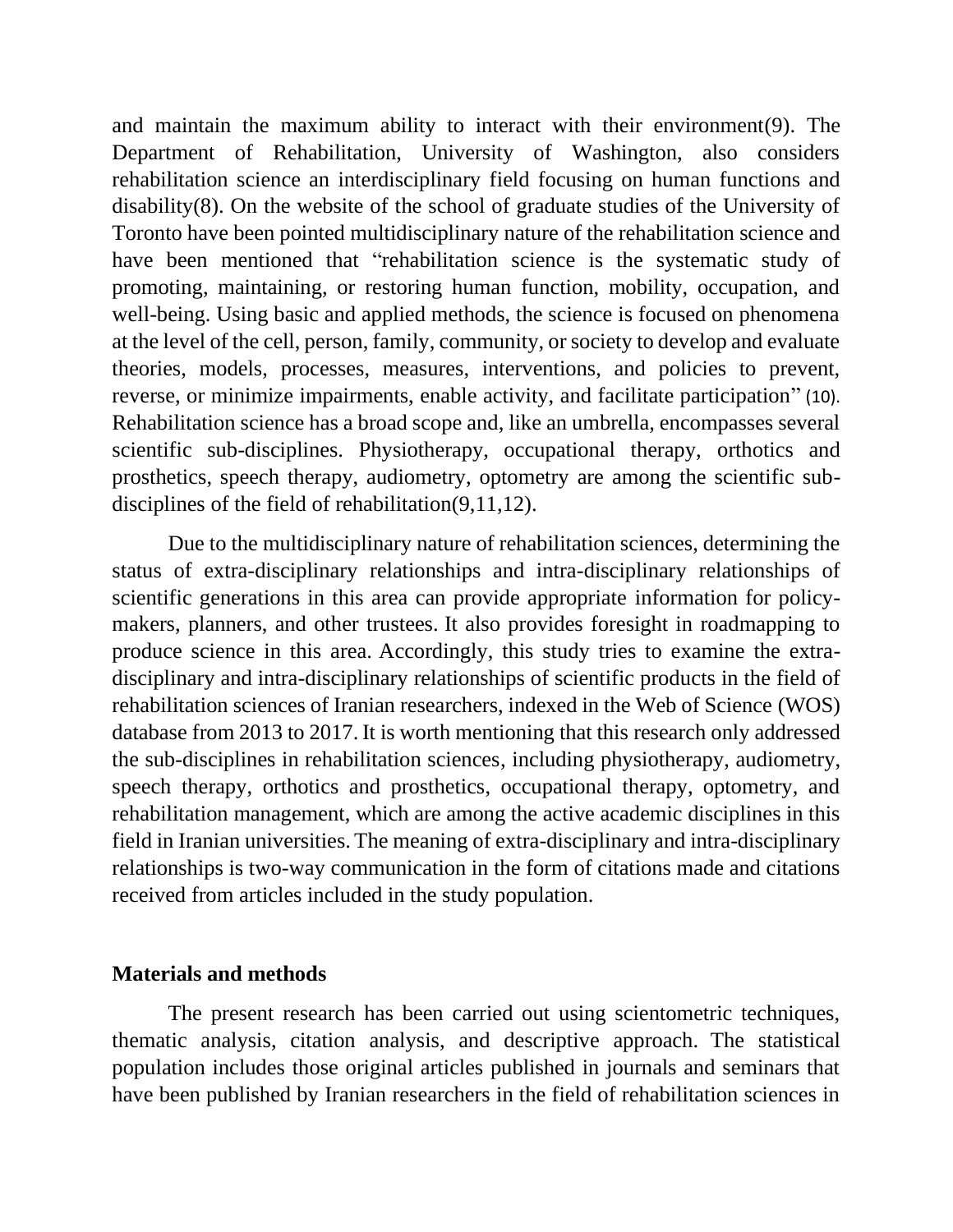and maintain the maximum ability to interact with their environment(9). The Department of Rehabilitation, University of Washington, also considers rehabilitation science an interdisciplinary field focusing on human functions and disability(8). On the website of the school of graduate studies of the University of Toronto have been pointed multidisciplinary nature of the rehabilitation science and have been mentioned that "rehabilitation science is the systematic study of promoting, maintaining, or restoring human function, mobility, occupation, and well-being. Using basic and applied methods, the science is focused on phenomena at the level of the cell, person, family, community, or society to develop and evaluate theories, models, processes, measures, interventions, and policies to prevent, reverse, or minimize impairments, enable activity, and facilitate participation" (10). Rehabilitation science has a broad scope and, like an umbrella, encompasses several scientific sub-disciplines. Physiotherapy, occupational therapy, orthotics and prosthetics, speech therapy, audiometry, optometry are among the scientific sub-disciplines of the field of rehabilitation(9,11,12).

Due to the multidisciplinary nature of rehabilitation sciences, determining the status of extra-disciplinary relationships and intra-disciplinary relationships of scientific generations in this area can provide appropriate information for policy-makers, planners, and other trustees. It also provides foresight in roadmapping to produce science in this area. Accordingly, this study tries to examine the extra-disciplinary and intra-disciplinary relationships of scientific products in the field of rehabilitation sciences of Iranian researchers, indexed in the Web of Science (WOS) database from 2013 to 2017. It is worth mentioning that this research only addressed the sub-disciplines in rehabilitation sciences, including physiotherapy, audiometry, speech therapy, orthotics and prosthetics, occupational therapy, optometry, and rehabilitation management, which are among the active academic disciplines in this field in Iranian universities. The meaning of extra-disciplinary and intra-disciplinary relationships is two-way communication in the form of citations made and citations received from articles included in the study population.

## Materials and methods

The present research has been carried out using scientometric techniques, thematic analysis, citation analysis, and descriptive approach. The statistical population includes those original articles published in journals and seminars that have been published by Iranian researchers in the field of rehabilitation sciences in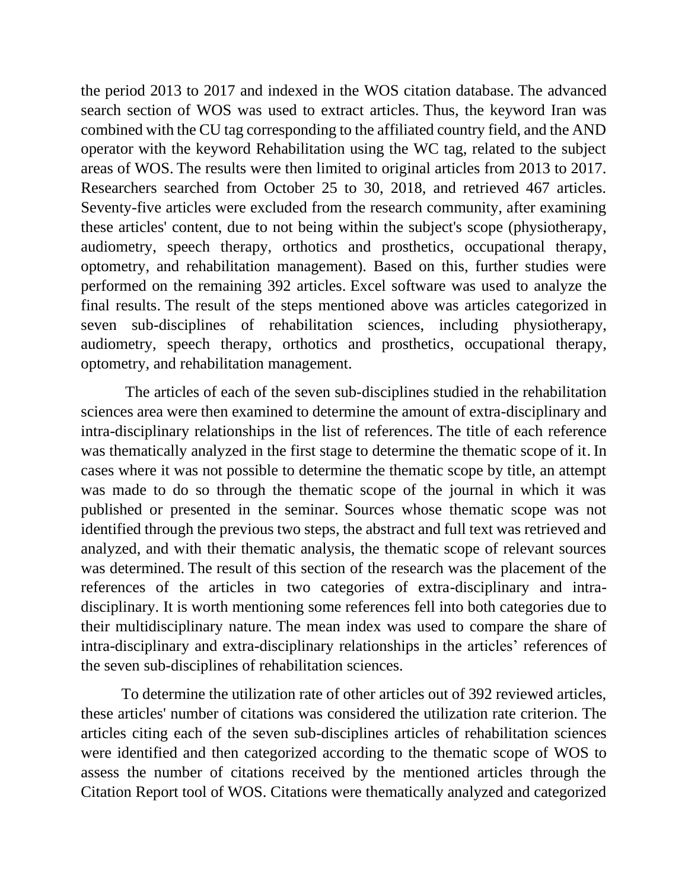the period 2013 to 2017 and indexed in the WOS citation database. The advanced search section of WOS was used to extract articles. Thus, the keyword Iran was combined with the CU tag corresponding to the affiliated country field, and the AND operator with the keyword Rehabilitation using the WC tag, related to the subject areas of WOS. The results were then limited to original articles from 2013 to 2017. Researchers searched from October 25 to 30, 2018, and retrieved 467 articles. Seventy-five articles were excluded from the research community, after examining these articles' content, due to not being within the subject's scope (physiotherapy, audiometry, speech therapy, orthotics and prosthetics, occupational therapy, optometry, and rehabilitation management). Based on this, further studies were performed on the remaining 392 articles. Excel software was used to analyze the final results. The result of the steps mentioned above was articles categorized in seven sub-disciplines of rehabilitation sciences, including physiotherapy, audiometry, speech therapy, orthotics and prosthetics, occupational therapy, optometry, and rehabilitation management.

The articles of each of the seven sub-disciplines studied in the rehabilitation sciences area were then examined to determine the amount of extra-disciplinary and intra-disciplinary relationships in the list of references. The title of each reference was thematically analyzed in the first stage to determine the thematic scope of it. In cases where it was not possible to determine the thematic scope by title, an attempt was made to do so through the thematic scope of the journal in which it was published or presented in the seminar. Sources whose thematic scope was not identified through the previous two steps, the abstract and full text was retrieved and analyzed, and with their thematic analysis, the thematic scope of relevant sources was determined. The result of this section of the research was the placement of the references of the articles in two categories of extra-disciplinary and intra-disciplinary. It is worth mentioning some references fell into both categories due to their multidisciplinary nature. The mean index was used to compare the share of intra-disciplinary and extra-disciplinary relationships in the articles' references of the seven sub-disciplines of rehabilitation sciences.

To determine the utilization rate of other articles out of 392 reviewed articles, these articles' number of citations was considered the utilization rate criterion. The articles citing each of the seven sub-disciplines articles of rehabilitation sciences were identified and then categorized according to the thematic scope of WOS to assess the number of citations received by the mentioned articles through the Citation Report tool of WOS. Citations were thematically analyzed and categorized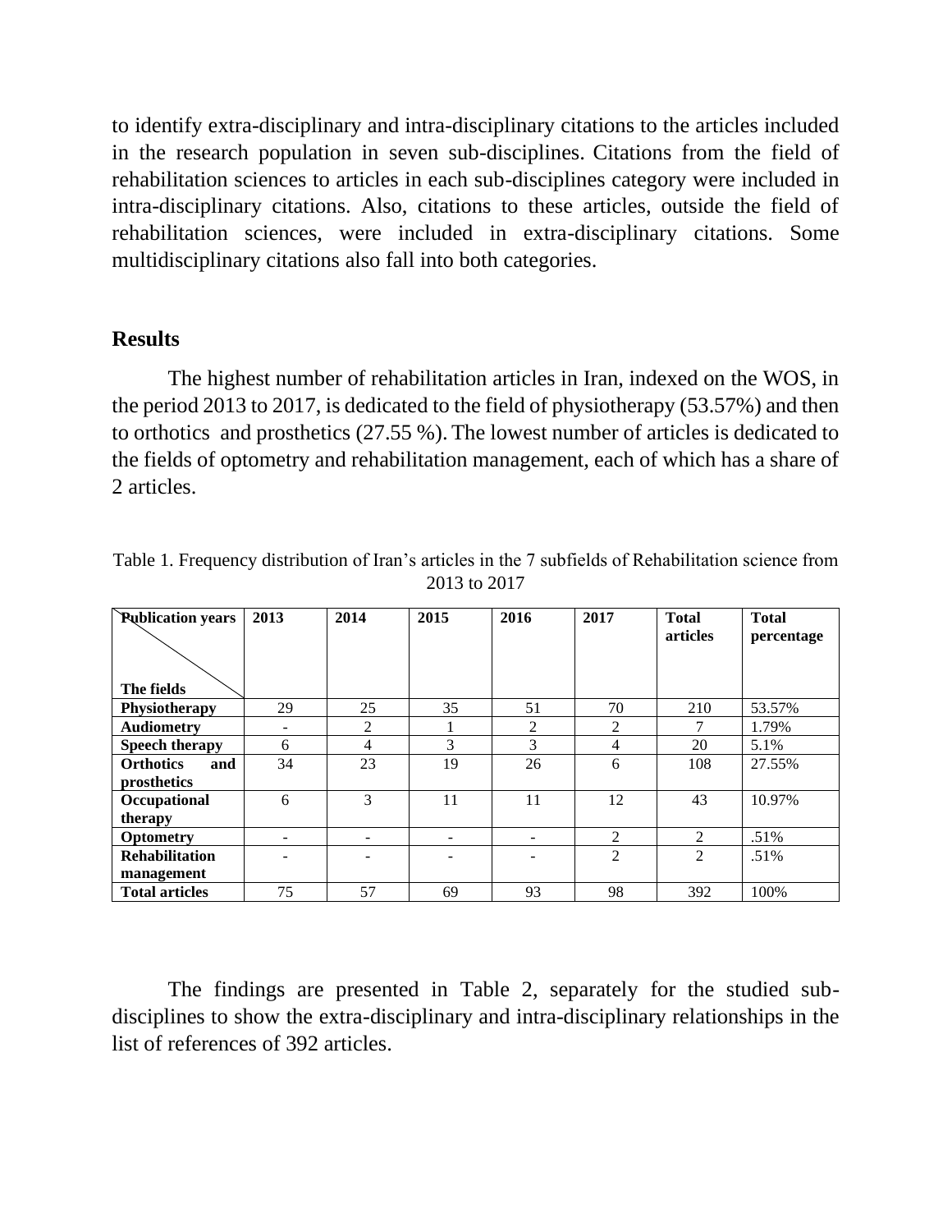to identify extra-disciplinary and intra-disciplinary citations to the articles included in the research population in seven sub-disciplines. Citations from the field of rehabilitation sciences to articles in each sub-disciplines category were included in intra-disciplinary citations. Also, citations to these articles, outside the field of rehabilitation sciences, were included in extra-disciplinary citations. Some multidisciplinary citations also fall into both categories.

## Results

The highest number of rehabilitation articles in Iran, indexed on the WOS, in the period 2013 to 2017, is dedicated to the field of physiotherapy (53.57%) and then to orthotics and prosthetics (27.55 %). The lowest number of articles is dedicated to the fields of optometry and rehabilitation management, each of which has a share of 2 articles.

Table 1. Frequency distribution of Iran's articles in the 7 subfields of Rehabilitation science from 2013 to 2017

| Publication years / The fields | 2013 | 2014 | 2015 | 2016 | 2017 | Total articles | Total percentage |
|---|---|---|---|---|---|---|---|
| **Physiotherapy** | 29 | 25 | 35 | 51 | 70 | 210 | 53.57% |
| **Audiometry** | - | 2 | 1 | 2 | 2 | 7 | 1.79% |
| **Speech therapy** | 6 | 4 | 3 | 3 | 4 | 20 | 5.1% |
| **Orthotics and prosthetics** | 34 | 23 | 19 | 26 | 6 | 108 | 27.55% |
| **Occupational therapy** | 6 | 3 | 11 | 11 | 12 | 43 | 10.97% |
| **Optometry** | - | - | - | - | 2 | 2 | .51% |
| **Rehabilitation management** | - | - | - | - | 2 | 2 | .51% |
| **Total articles** | 75 | 57 | 69 | 93 | 98 | 392 | 100% |

The findings are presented in Table 2, separately for the studied sub-disciplines to show the extra-disciplinary and intra-disciplinary relationships in the list of references of 392 articles.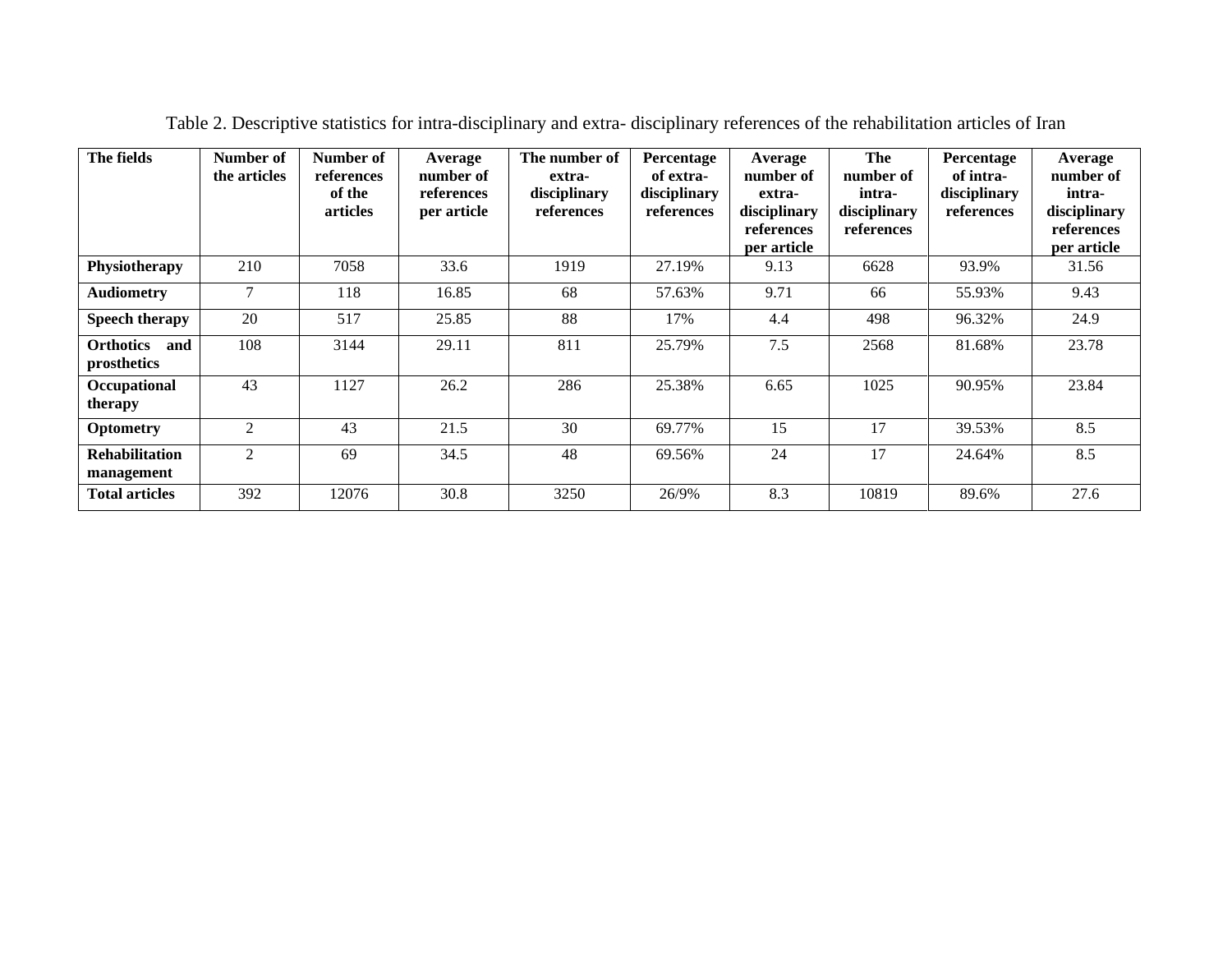Table 2. Descriptive statistics for intra-disciplinary and extra- disciplinary references of the rehabilitation articles of Iran

| The fields | Number of the articles | Number of references of the articles | Average number of references per article | The number of extra-disciplinary references | Percentage of extra-disciplinary references | Average number of extra-disciplinary references per article | The number of intra-disciplinary references | Percentage of intra-disciplinary references | Average number of intra-disciplinary references per article |
|---|---|---|---|---|---|---|---|---|---|
| **Physiotherapy** | 210 | 7058 | 33.6 | 1919 | 27.19% | 9.13 | 6628 | 93.9% | 31.56 |
| **Audiometry** | 7 | 118 | 16.85 | 68 | 57.63% | 9.71 | 66 | 55.93% | 9.43 |
| **Speech therapy** | 20 | 517 | 25.85 | 88 | 17% | 4.4 | 498 | 96.32% | 24.9 |
| **Orthotics and prosthetics** | 108 | 3144 | 29.11 | 811 | 25.79% | 7.5 | 2568 | 81.68% | 23.78 |
| **Occupational therapy** | 43 | 1127 | 26.2 | 286 | 25.38% | 6.65 | 1025 | 90.95% | 23.84 |
| **Optometry** | 2 | 43 | 21.5 | 30 | 69.77% | 15 | 17 | 39.53% | 8.5 |
| **Rehabilitation management** | 2 | 69 | 34.5 | 48 | 69.56% | 24 | 17 | 24.64% | 8.5 |
| **Total articles** | 392 | 12076 | 30.8 | 3250 | 26/9% | 8.3 | 10819 | 89.6% | 27.6 |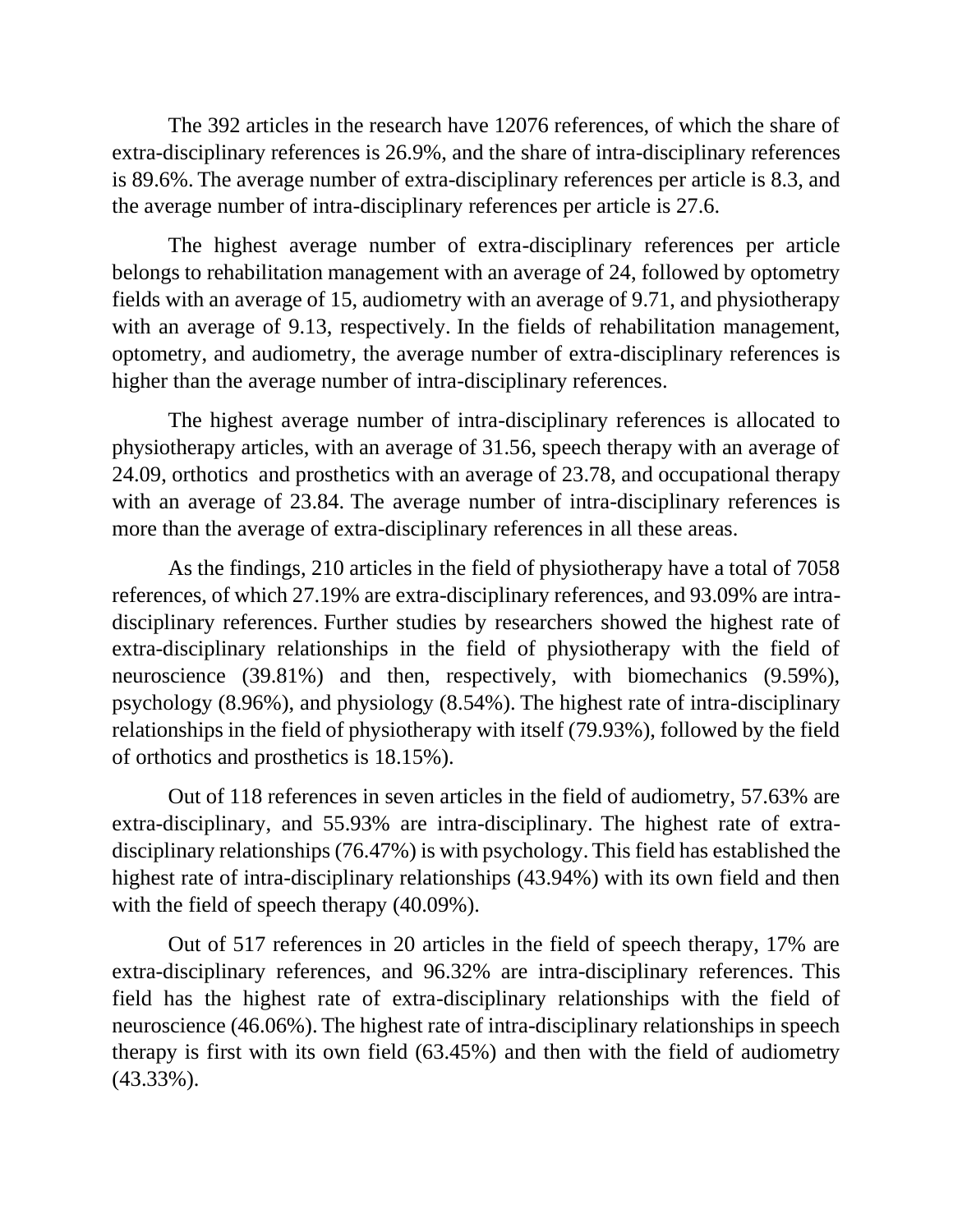The 392 articles in the research have 12076 references, of which the share of extra-disciplinary references is 26.9%, and the share of intra-disciplinary references is 89.6%. The average number of extra-disciplinary references per article is 8.3, and the average number of intra-disciplinary references per article is 27.6.

The highest average number of extra-disciplinary references per article belongs to rehabilitation management with an average of 24, followed by optometry fields with an average of 15, audiometry with an average of 9.71, and physiotherapy with an average of 9.13, respectively. In the fields of rehabilitation management, optometry, and audiometry, the average number of extra-disciplinary references is higher than the average number of intra-disciplinary references.

The highest average number of intra-disciplinary references is allocated to physiotherapy articles, with an average of 31.56, speech therapy with an average of 24.09, orthotics and prosthetics with an average of 23.78, and occupational therapy with an average of 23.84. The average number of intra-disciplinary references is more than the average of extra-disciplinary references in all these areas.

As the findings, 210 articles in the field of physiotherapy have a total of 7058 references, of which 27.19% are extra-disciplinary references, and 93.09% are intra-disciplinary references. Further studies by researchers showed the highest rate of extra-disciplinary relationships in the field of physiotherapy with the field of neuroscience (39.81%) and then, respectively, with biomechanics (9.59%), psychology (8.96%), and physiology (8.54%). The highest rate of intra-disciplinary relationships in the field of physiotherapy with itself (79.93%), followed by the field of orthotics and prosthetics is 18.15%).

Out of 118 references in seven articles in the field of audiometry, 57.63% are extra-disciplinary, and 55.93% are intra-disciplinary. The highest rate of extra-disciplinary relationships (76.47%) is with psychology. This field has established the highest rate of intra-disciplinary relationships (43.94%) with its own field and then with the field of speech therapy (40.09%).

Out of 517 references in 20 articles in the field of speech therapy, 17% are extra-disciplinary references, and 96.32% are intra-disciplinary references. This field has the highest rate of extra-disciplinary relationships with the field of neuroscience (46.06%). The highest rate of intra-disciplinary relationships in speech therapy is first with its own field (63.45%) and then with the field of audiometry (43.33%).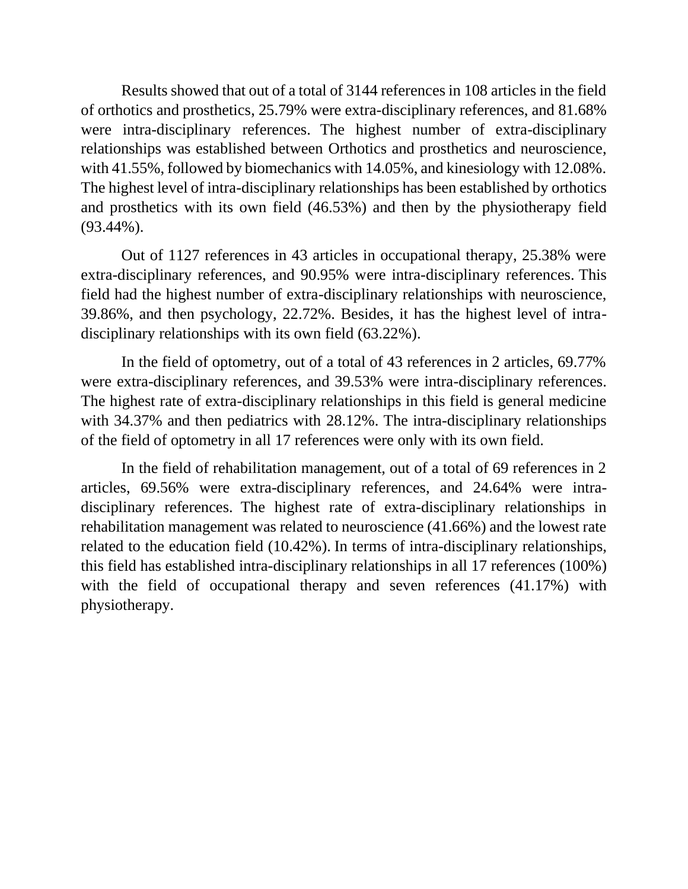Results showed that out of a total of 3144 references in 108 articles in the field of orthotics and prosthetics, 25.79% were extra-disciplinary references, and 81.68% were intra-disciplinary references. The highest number of extra-disciplinary relationships was established between Orthotics and prosthetics and neuroscience, with 41.55%, followed by biomechanics with 14.05%, and kinesiology with 12.08%. The highest level of intra-disciplinary relationships has been established by orthotics and prosthetics with its own field (46.53%) and then by the physiotherapy field (93.44%).

Out of 1127 references in 43 articles in occupational therapy, 25.38% were extra-disciplinary references, and 90.95% were intra-disciplinary references. This field had the highest number of extra-disciplinary relationships with neuroscience, 39.86%, and then psychology, 22.72%. Besides, it has the highest level of intra-disciplinary relationships with its own field (63.22%).

In the field of optometry, out of a total of 43 references in 2 articles, 69.77% were extra-disciplinary references, and 39.53% were intra-disciplinary references. The highest rate of extra-disciplinary relationships in this field is general medicine with 34.37% and then pediatrics with 28.12%. The intra-disciplinary relationships of the field of optometry in all 17 references were only with its own field.

In the field of rehabilitation management, out of a total of 69 references in 2 articles, 69.56% were extra-disciplinary references, and 24.64% were intra-disciplinary references. The highest rate of extra-disciplinary relationships in rehabilitation management was related to neuroscience (41.66%) and the lowest rate related to the education field (10.42%). In terms of intra-disciplinary relationships, this field has established intra-disciplinary relationships in all 17 references (100%) with the field of occupational therapy and seven references (41.17%) with physiotherapy.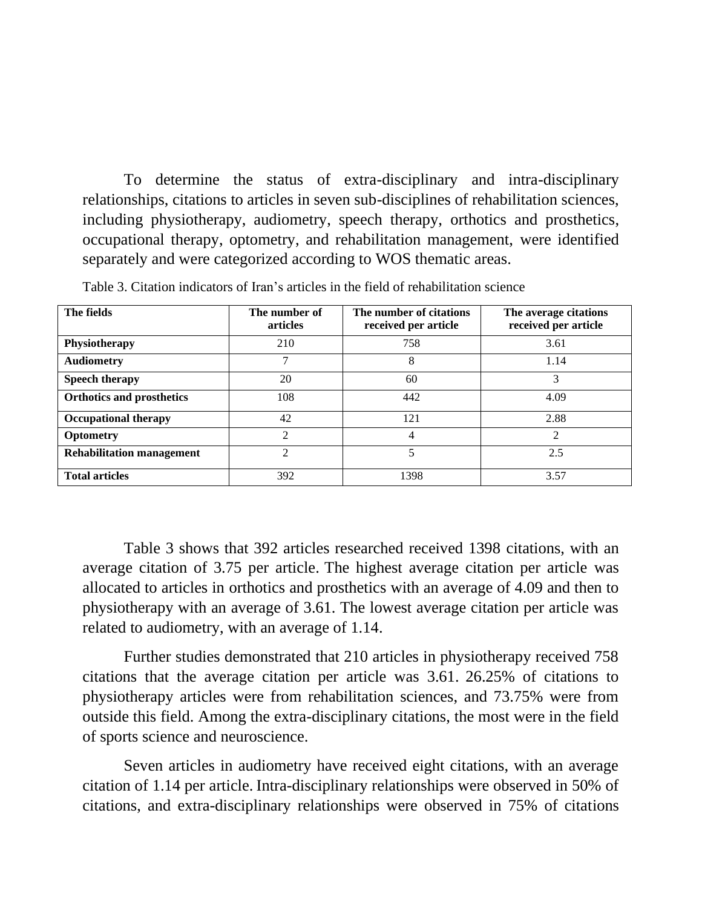To determine the status of extra-disciplinary and intra-disciplinary relationships, citations to articles in seven sub-disciplines of rehabilitation sciences, including physiotherapy, audiometry, speech therapy, orthotics and prosthetics, occupational therapy, optometry, and rehabilitation management, were identified separately and were categorized according to WOS thematic areas.

Table 3. Citation indicators of Iran's articles in the field of rehabilitation science

| The fields | The number of articles | The number of citations received per article | The average citations received per article |
|---|---|---|---|
| **Physiotherapy** | 210 | 758 | 3.61 |
| **Audiometry** | 7 | 8 | 1.14 |
| **Speech therapy** | 20 | 60 | 3 |
| **Orthotics and prosthetics** | 108 | 442 | 4.09 |
| **Occupational therapy** | 42 | 121 | 2.88 |
| **Optometry** | 2 | 4 | 2 |
| **Rehabilitation management** | 2 | 5 | 2.5 |
| **Total articles** | 392 | 1398 | 3.57 |

Table 3 shows that 392 articles researched received 1398 citations, with an average citation of 3.75 per article. The highest average citation per article was allocated to articles in orthotics and prosthetics with an average of 4.09 and then to physiotherapy with an average of 3.61. The lowest average citation per article was related to audiometry, with an average of 1.14.

Further studies demonstrated that 210 articles in physiotherapy received 758 citations that the average citation per article was 3.61. 26.25% of citations to physiotherapy articles were from rehabilitation sciences, and 73.75% were from outside this field. Among the extra-disciplinary citations, the most were in the field of sports science and neuroscience.

Seven articles in audiometry have received eight citations, with an average citation of 1.14 per article. Intra-disciplinary relationships were observed in 50% of citations, and extra-disciplinary relationships were observed in 75% of citations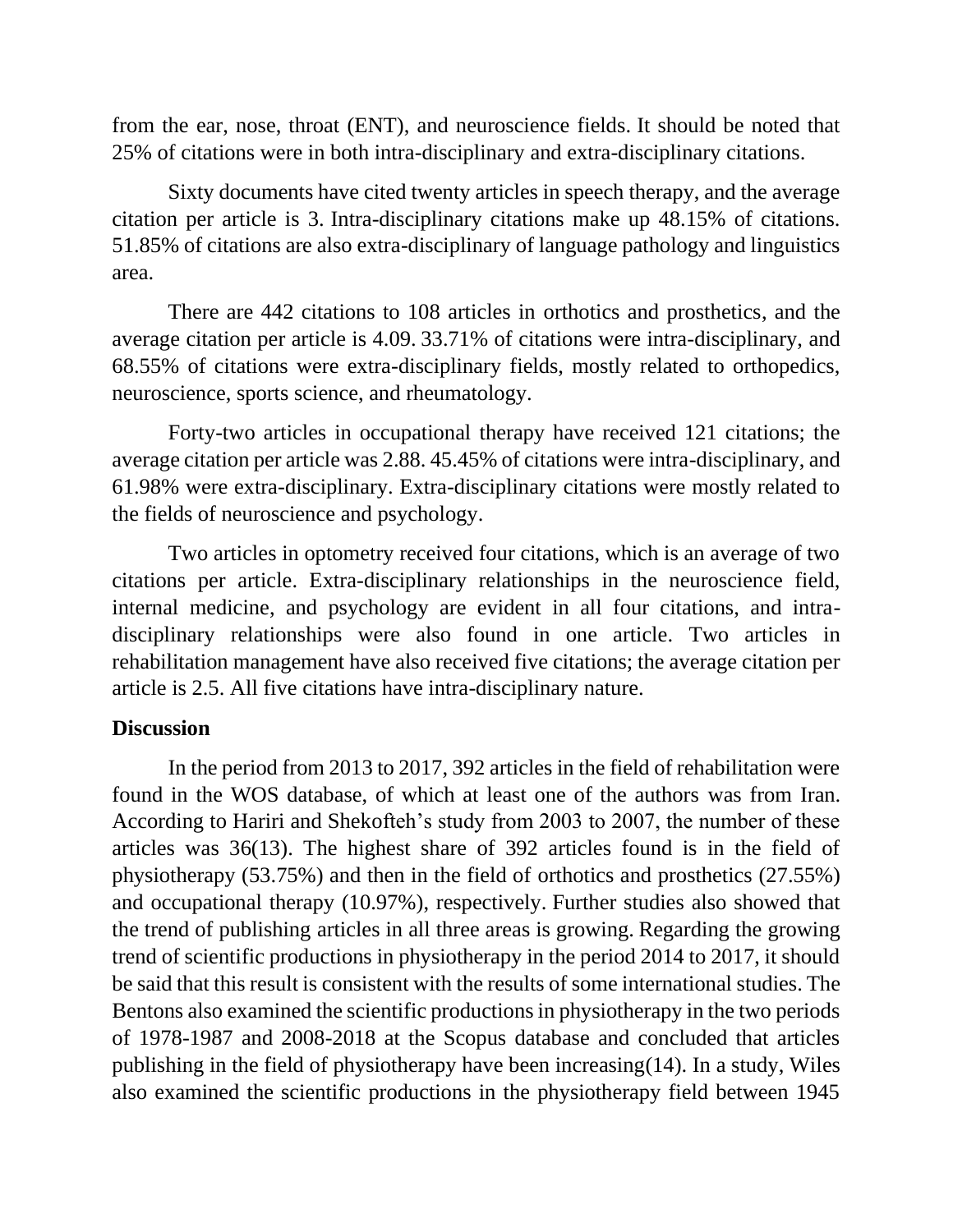from the ear, nose, throat (ENT), and neuroscience fields. It should be noted that 25% of citations were in both intra-disciplinary and extra-disciplinary citations.

Sixty documents have cited twenty articles in speech therapy, and the average citation per article is 3. Intra-disciplinary citations make up 48.15% of citations. 51.85% of citations are also extra-disciplinary of language pathology and linguistics area.

There are 442 citations to 108 articles in orthotics and prosthetics, and the average citation per article is 4.09. 33.71% of citations were intra-disciplinary, and 68.55% of citations were extra-disciplinary fields, mostly related to orthopedics, neuroscience, sports science, and rheumatology.

Forty-two articles in occupational therapy have received 121 citations; the average citation per article was 2.88. 45.45% of citations were intra-disciplinary, and 61.98% were extra-disciplinary. Extra-disciplinary citations were mostly related to the fields of neuroscience and psychology.

Two articles in optometry received four citations, which is an average of two citations per article. Extra-disciplinary relationships in the neuroscience field, internal medicine, and psychology are evident in all four citations, and intra-disciplinary relationships were also found in one article. Two articles in rehabilitation management have also received five citations; the average citation per article is 2.5. All five citations have intra-disciplinary nature.

**Discussion**

In the period from 2013 to 2017, 392 articles in the field of rehabilitation were found in the WOS database, of which at least one of the authors was from Iran. According to Hariri and Shekofteh's study from 2003 to 2007, the number of these articles was 36(13). The highest share of 392 articles found is in the field of physiotherapy (53.75%) and then in the field of orthotics and prosthetics (27.55%) and occupational therapy (10.97%), respectively. Further studies also showed that the trend of publishing articles in all three areas is growing. Regarding the growing trend of scientific productions in physiotherapy in the period 2014 to 2017, it should be said that this result is consistent with the results of some international studies. The Bentons also examined the scientific productions in physiotherapy in the two periods of 1978-1987 and 2008-2018 at the Scopus database and concluded that articles publishing in the field of physiotherapy have been increasing(14). In a study, Wiles also examined the scientific productions in the physiotherapy field between 1945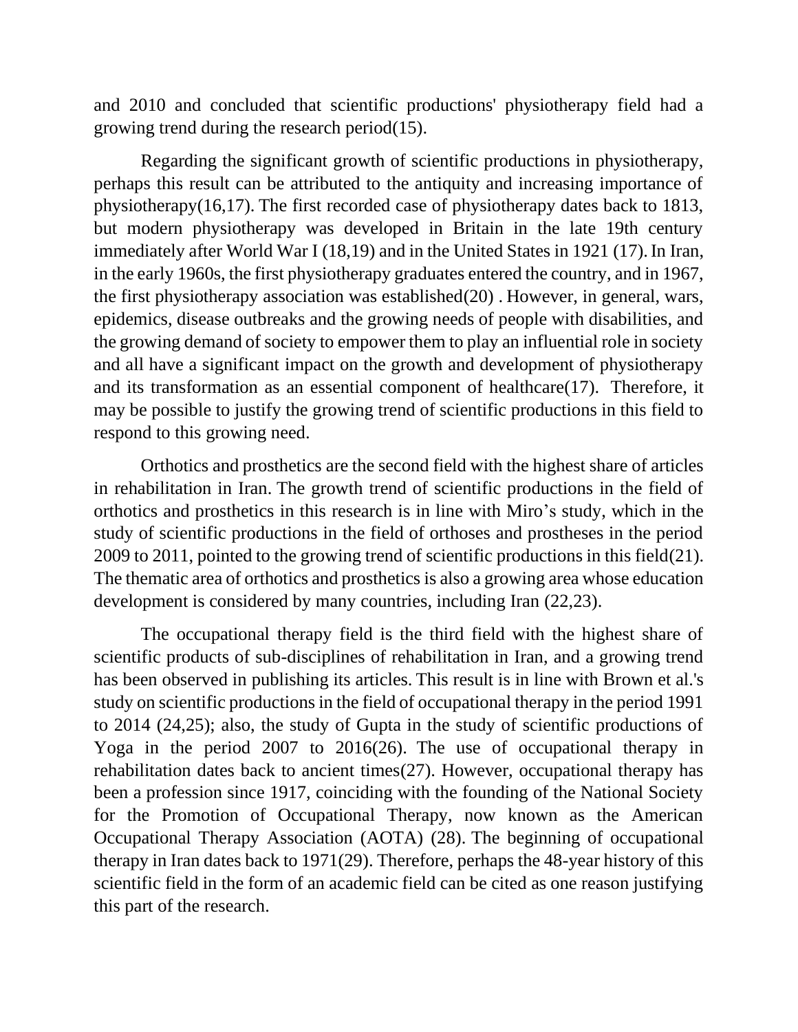and 2010 and concluded that scientific productions' physiotherapy field had a growing trend during the research period(15).

Regarding the significant growth of scientific productions in physiotherapy, perhaps this result can be attributed to the antiquity and increasing importance of physiotherapy(16,17). The first recorded case of physiotherapy dates back to 1813, but modern physiotherapy was developed in Britain in the late 19th century immediately after World War I (18,19) and in the United States in 1921 (17). In Iran, in the early 1960s, the first physiotherapy graduates entered the country, and in 1967, the first physiotherapy association was established(20) . However, in general, wars, epidemics, disease outbreaks and the growing needs of people with disabilities, and the growing demand of society to empower them to play an influential role in society and all have a significant impact on the growth and development of physiotherapy and its transformation as an essential component of healthcare(17). Therefore, it may be possible to justify the growing trend of scientific productions in this field to respond to this growing need.

Orthotics and prosthetics are the second field with the highest share of articles in rehabilitation in Iran. The growth trend of scientific productions in the field of orthotics and prosthetics in this research is in line with Miro's study, which in the study of scientific productions in the field of orthoses and prostheses in the period 2009 to 2011, pointed to the growing trend of scientific productions in this field(21). The thematic area of orthotics and prosthetics is also a growing area whose education development is considered by many countries, including Iran (22,23).

The occupational therapy field is the third field with the highest share of scientific products of sub-disciplines of rehabilitation in Iran, and a growing trend has been observed in publishing its articles. This result is in line with Brown et al.'s study on scientific productions in the field of occupational therapy in the period 1991 to 2014 (24,25); also, the study of Gupta in the study of scientific productions of Yoga in the period 2007 to 2016(26). The use of occupational therapy in rehabilitation dates back to ancient times(27). However, occupational therapy has been a profession since 1917, coinciding with the founding of the National Society for the Promotion of Occupational Therapy, now known as the American Occupational Therapy Association (AOTA) (28). The beginning of occupational therapy in Iran dates back to 1971(29). Therefore, perhaps the 48-year history of this scientific field in the form of an academic field can be cited as one reason justifying this part of the research.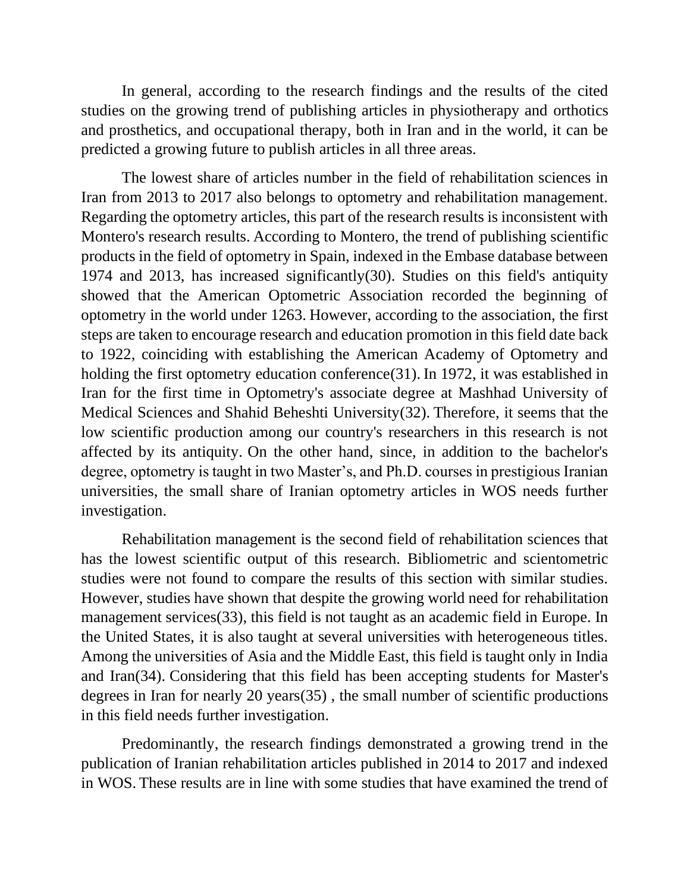In general, according to the research findings and the results of the cited studies on the growing trend of publishing articles in physiotherapy and orthotics and prosthetics, and occupational therapy, both in Iran and in the world, it can be predicted a growing future to publish articles in all three areas.

The lowest share of articles number in the field of rehabilitation sciences in Iran from 2013 to 2017 also belongs to optometry and rehabilitation management. Regarding the optometry articles, this part of the research results is inconsistent with Montero's research results. According to Montero, the trend of publishing scientific products in the field of optometry in Spain, indexed in the Embase database between 1974 and 2013, has increased significantly(30). Studies on this field's antiquity showed that the American Optometric Association recorded the beginning of optometry in the world under 1263. However, according to the association, the first steps are taken to encourage research and education promotion in this field date back to 1922, coinciding with establishing the American Academy of Optometry and holding the first optometry education conference(31). In 1972, it was established in Iran for the first time in Optometry's associate degree at Mashhad University of Medical Sciences and Shahid Beheshti University(32). Therefore, it seems that the low scientific production among our country's researchers in this research is not affected by its antiquity. On the other hand, since, in addition to the bachelor's degree, optometry is taught in two Master's, and Ph.D. courses in prestigious Iranian universities, the small share of Iranian optometry articles in WOS needs further investigation.

Rehabilitation management is the second field of rehabilitation sciences that has the lowest scientific output of this research. Bibliometric and scientometric studies were not found to compare the results of this section with similar studies. However, studies have shown that despite the growing world need for rehabilitation management services(33), this field is not taught as an academic field in Europe. In the United States, it is also taught at several universities with heterogeneous titles. Among the universities of Asia and the Middle East, this field is taught only in India and Iran(34). Considering that this field has been accepting students for Master's degrees in Iran for nearly 20 years(35) , the small number of scientific productions in this field needs further investigation.

Predominantly, the research findings demonstrated a growing trend in the publication of Iranian rehabilitation articles published in 2014 to 2017 and indexed in WOS. These results are in line with some studies that have examined the trend of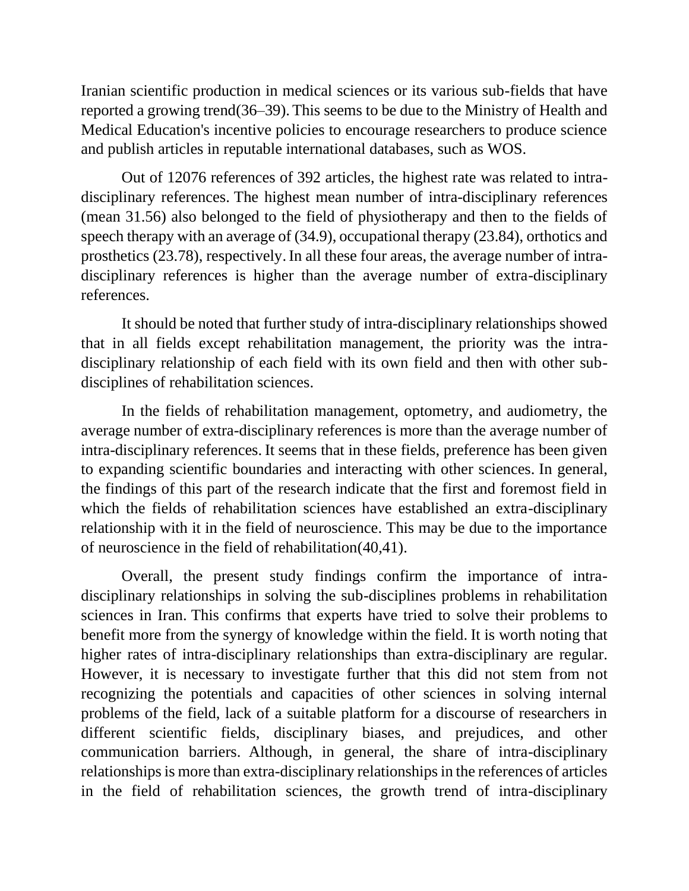Iranian scientific production in medical sciences or its various sub-fields that have reported a growing trend(36–39). This seems to be due to the Ministry of Health and Medical Education's incentive policies to encourage researchers to produce science and publish articles in reputable international databases, such as WOS.

Out of 12076 references of 392 articles, the highest rate was related to intra-disciplinary references. The highest mean number of intra-disciplinary references (mean 31.56) also belonged to the field of physiotherapy and then to the fields of speech therapy with an average of (34.9), occupational therapy (23.84), orthotics and prosthetics (23.78), respectively. In all these four areas, the average number of intra-disciplinary references is higher than the average number of extra-disciplinary references.

It should be noted that further study of intra-disciplinary relationships showed that in all fields except rehabilitation management, the priority was the intra-disciplinary relationship of each field with its own field and then with other sub-disciplines of rehabilitation sciences.

In the fields of rehabilitation management, optometry, and audiometry, the average number of extra-disciplinary references is more than the average number of intra-disciplinary references. It seems that in these fields, preference has been given to expanding scientific boundaries and interacting with other sciences. In general, the findings of this part of the research indicate that the first and foremost field in which the fields of rehabilitation sciences have established an extra-disciplinary relationship with it in the field of neuroscience. This may be due to the importance of neuroscience in the field of rehabilitation(40,41).

Overall, the present study findings confirm the importance of intra-disciplinary relationships in solving the sub-disciplines problems in rehabilitation sciences in Iran. This confirms that experts have tried to solve their problems to benefit more from the synergy of knowledge within the field. It is worth noting that higher rates of intra-disciplinary relationships than extra-disciplinary are regular. However, it is necessary to investigate further that this did not stem from not recognizing the potentials and capacities of other sciences in solving internal problems of the field, lack of a suitable platform for a discourse of researchers in different scientific fields, disciplinary biases, and prejudices, and other communication barriers. Although, in general, the share of intra-disciplinary relationships is more than extra-disciplinary relationships in the references of articles in the field of rehabilitation sciences, the growth trend of intra-disciplinary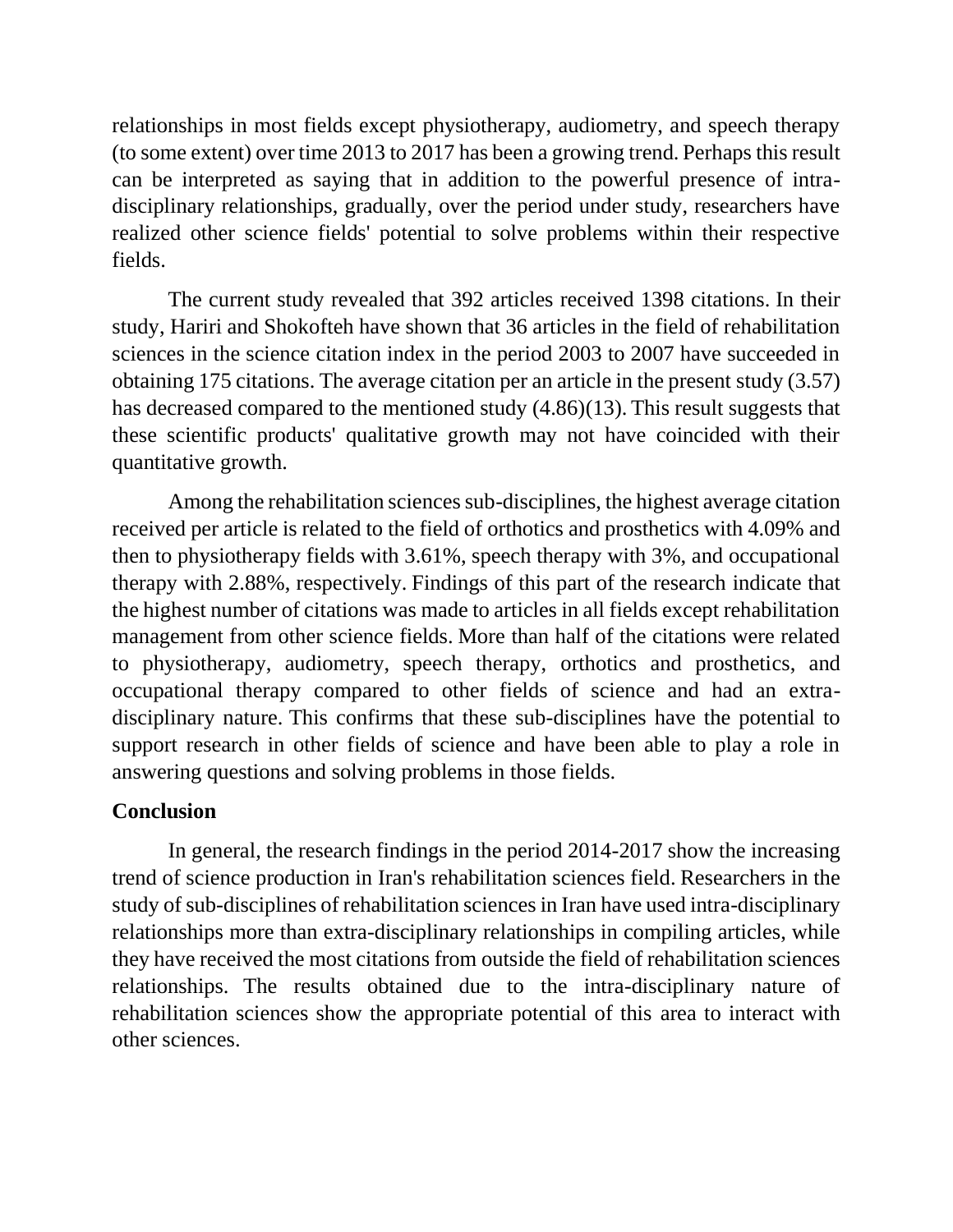relationships in most fields except physiotherapy, audiometry, and speech therapy (to some extent) over time 2013 to 2017 has been a growing trend. Perhaps this result can be interpreted as saying that in addition to the powerful presence of intra-disciplinary relationships, gradually, over the period under study, researchers have realized other science fields' potential to solve problems within their respective fields.

The current study revealed that 392 articles received 1398 citations. In their study, Hariri and Shokofteh have shown that 36 articles in the field of rehabilitation sciences in the science citation index in the period 2003 to 2007 have succeeded in obtaining 175 citations. The average citation per an article in the present study (3.57) has decreased compared to the mentioned study (4.86)(13). This result suggests that these scientific products' qualitative growth may not have coincided with their quantitative growth.

Among the rehabilitation sciences sub-disciplines, the highest average citation received per article is related to the field of orthotics and prosthetics with 4.09% and then to physiotherapy fields with 3.61%, speech therapy with 3%, and occupational therapy with 2.88%, respectively. Findings of this part of the research indicate that the highest number of citations was made to articles in all fields except rehabilitation management from other science fields. More than half of the citations were related to physiotherapy, audiometry, speech therapy, orthotics and prosthetics, and occupational therapy compared to other fields of science and had an extra-disciplinary nature. This confirms that these sub-disciplines have the potential to support research in other fields of science and have been able to play a role in answering questions and solving problems in those fields.

## Conclusion

In general, the research findings in the period 2014-2017 show the increasing trend of science production in Iran's rehabilitation sciences field. Researchers in the study of sub-disciplines of rehabilitation sciences in Iran have used intra-disciplinary relationships more than extra-disciplinary relationships in compiling articles, while they have received the most citations from outside the field of rehabilitation sciences relationships. The results obtained due to the intra-disciplinary nature of rehabilitation sciences show the appropriate potential of this area to interact with other sciences.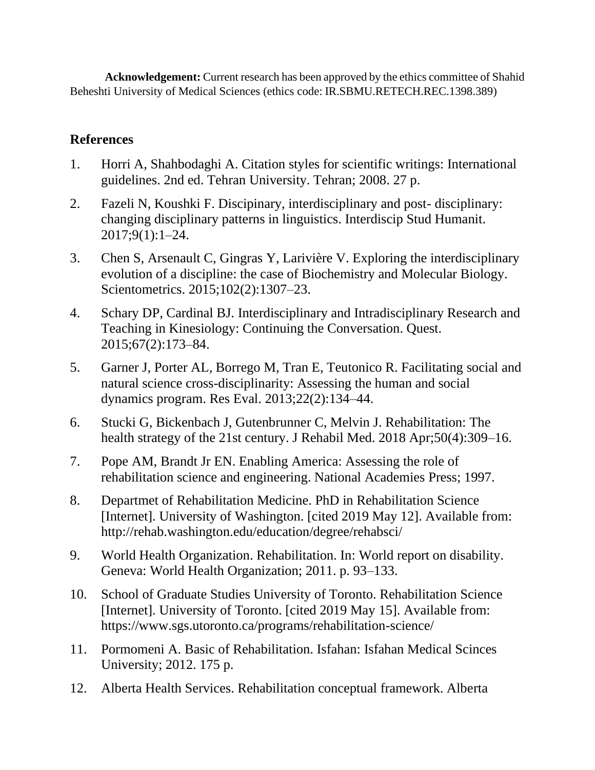**Acknowledgement:** Current research has been approved by the ethics committee of Shahid Beheshti University of Medical Sciences (ethics code: IR.SBMU.RETECH.REC.1398.389)

## References

1. Horri A, Shahbodaghi A. Citation styles for scientific writings: International guidelines. 2nd ed. Tehran University. Tehran; 2008. 27 p.
2. Fazeli N, Koushki F. Discipinary, interdisciplinary and post- disciplinary: changing disciplinary patterns in linguistics. Interdiscip Stud Humanit. 2017;9(1):1–24.
3. Chen S, Arsenault C, Gingras Y, Larivière V. Exploring the interdisciplinary evolution of a discipline: the case of Biochemistry and Molecular Biology. Scientometrics. 2015;102(2):1307–23.
4. Schary DP, Cardinal BJ. Interdisciplinary and Intradisciplinary Research and Teaching in Kinesiology: Continuing the Conversation. Quest. 2015;67(2):173–84.
5. Garner J, Porter AL, Borrego M, Tran E, Teutonico R. Facilitating social and natural science cross-disciplinarity: Assessing the human and social dynamics program. Res Eval. 2013;22(2):134–44.
6. Stucki G, Bickenbach J, Gutenbrunner C, Melvin J. Rehabilitation: The health strategy of the 21st century. J Rehabil Med. 2018 Apr;50(4):309–16.
7. Pope AM, Brandt Jr EN. Enabling America: Assessing the role of rehabilitation science and engineering. National Academies Press; 1997.
8. Departmet of Rehabilitation Medicine. PhD in Rehabilitation Science [Internet]. University of Washington. [cited 2019 May 12]. Available from: http://rehab.washington.edu/education/degree/rehabsci/
9. World Health Organization. Rehabilitation. In: World report on disability. Geneva: World Health Organization; 2011. p. 93–133.
10. School of Graduate Studies University of Toronto. Rehabilitation Science [Internet]. University of Toronto. [cited 2019 May 15]. Available from: https://www.sgs.utoronto.ca/programs/rehabilitation-science/
11. Pormomeni A. Basic of Rehabilitation. Isfahan: Isfahan Medical Scinces University; 2012. 175 p.
12. Alberta Health Services. Rehabilitation conceptual framework. Alberta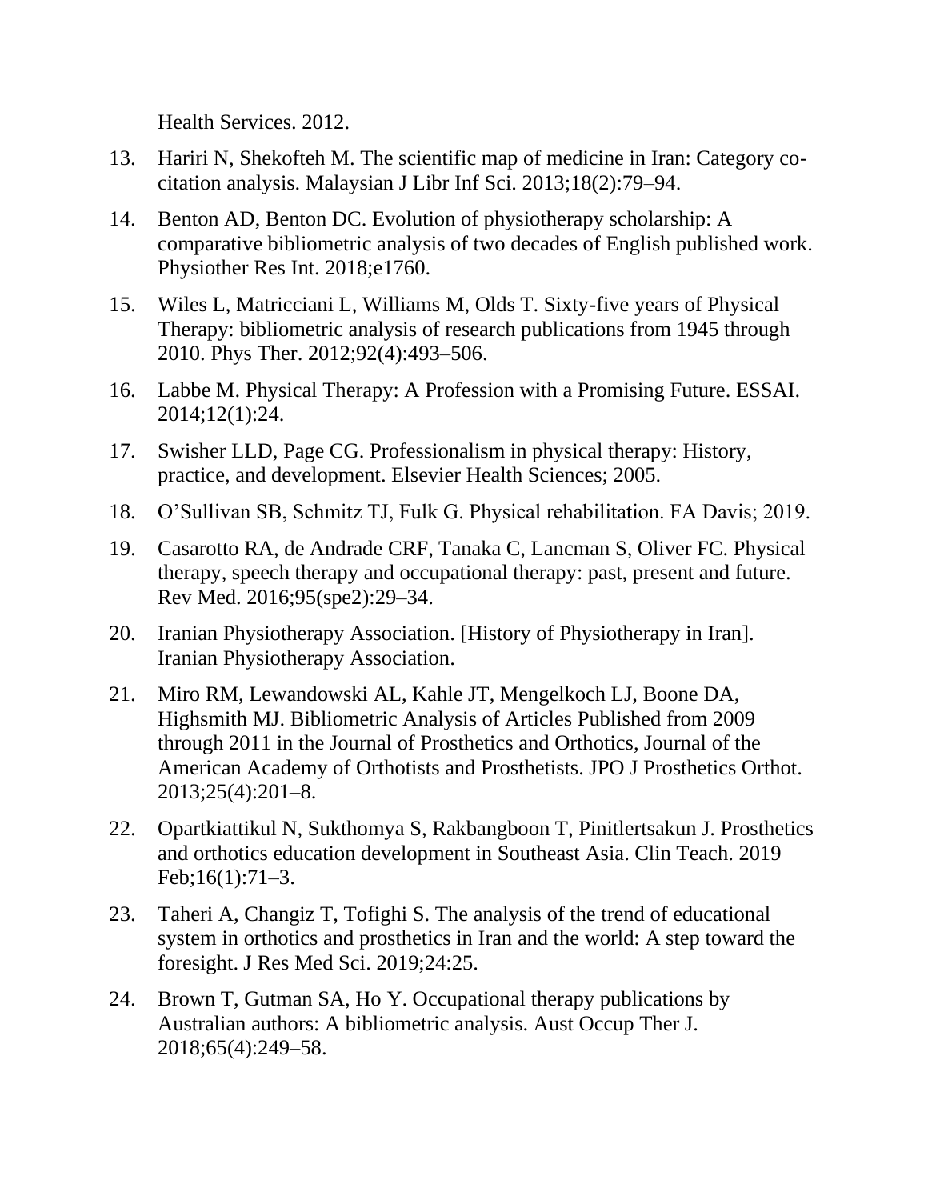Health Services. 2012.

13. Hariri N, Shekofteh M. The scientific map of medicine in Iran: Category co-citation analysis. Malaysian J Libr Inf Sci. 2013;18(2):79–94.
14. Benton AD, Benton DC. Evolution of physiotherapy scholarship: A comparative bibliometric analysis of two decades of English published work. Physiother Res Int. 2018;e1760.
15. Wiles L, Matricciani L, Williams M, Olds T. Sixty-five years of Physical Therapy: bibliometric analysis of research publications from 1945 through 2010. Phys Ther. 2012;92(4):493–506.
16. Labbe M. Physical Therapy: A Profession with a Promising Future. ESSAI. 2014;12(1):24.
17. Swisher LLD, Page CG. Professionalism in physical therapy: History, practice, and development. Elsevier Health Sciences; 2005.
18. O'Sullivan SB, Schmitz TJ, Fulk G. Physical rehabilitation. FA Davis; 2019.
19. Casarotto RA, de Andrade CRF, Tanaka C, Lancman S, Oliver FC. Physical therapy, speech therapy and occupational therapy: past, present and future. Rev Med. 2016;95(spe2):29–34.
20. Iranian Physiotherapy Association. [History of Physiotherapy in Iran]. Iranian Physiotherapy Association.
21. Miro RM, Lewandowski AL, Kahle JT, Mengelkoch LJ, Boone DA, Highsmith MJ. Bibliometric Analysis of Articles Published from 2009 through 2011 in the Journal of Prosthetics and Orthotics, Journal of the American Academy of Orthotists and Prosthetists. JPO J Prosthetics Orthot. 2013;25(4):201–8.
22. Opartkiattikul N, Sukthomya S, Rakbangboon T, Pinitlertsakun J. Prosthetics and orthotics education development in Southeast Asia. Clin Teach. 2019 Feb;16(1):71–3.
23. Taheri A, Changiz T, Tofighi S. The analysis of the trend of educational system in orthotics and prosthetics in Iran and the world: A step toward the foresight. J Res Med Sci. 2019;24:25.
24. Brown T, Gutman SA, Ho Y. Occupational therapy publications by Australian authors: A bibliometric analysis. Aust Occup Ther J. 2018;65(4):249–58.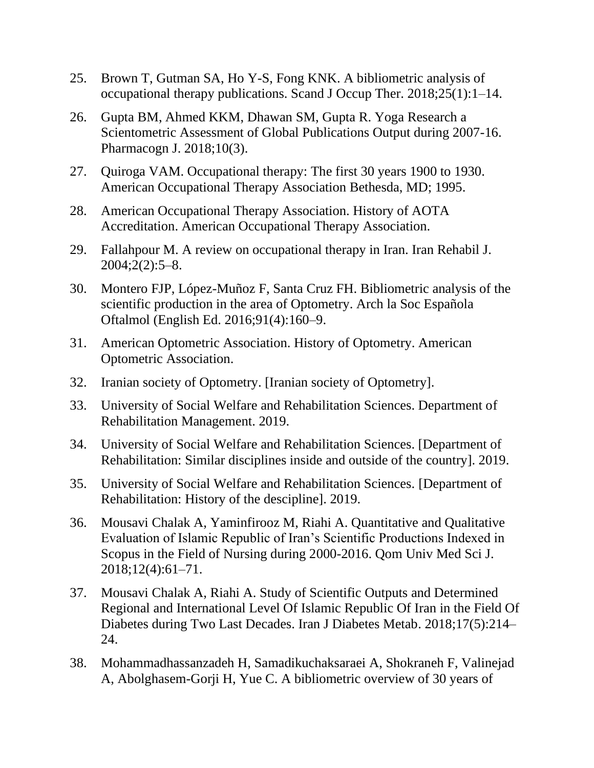25. Brown T, Gutman SA, Ho Y-S, Fong KNK. A bibliometric analysis of occupational therapy publications. Scand J Occup Ther. 2018;25(1):1–14.

26. Gupta BM, Ahmed KKM, Dhawan SM, Gupta R. Yoga Research a Scientometric Assessment of Global Publications Output during 2007-16. Pharmacogn J. 2018;10(3).

27. Quiroga VAM. Occupational therapy: The first 30 years 1900 to 1930. American Occupational Therapy Association Bethesda, MD; 1995.

28. American Occupational Therapy Association. History of AOTA Accreditation. American Occupational Therapy Association.

29. Fallahpour M. A review on occupational therapy in Iran. Iran Rehabil J. 2004;2(2):5–8.

30. Montero FJP, López-Muñoz F, Santa Cruz FH. Bibliometric analysis of the scientific production in the area of Optometry. Arch la Soc Española Oftalmol (English Ed. 2016;91(4):160–9.

31. American Optometric Association. History of Optometry. American Optometric Association.

32. Iranian society of Optometry. [Iranian society of Optometry].

33. University of Social Welfare and Rehabilitation Sciences. Department of Rehabilitation Management. 2019.

34. University of Social Welfare and Rehabilitation Sciences. [Department of Rehabilitation: Similar disciplines inside and outside of the country]. 2019.

35. University of Social Welfare and Rehabilitation Sciences. [Department of Rehabilitation: History of the descipline]. 2019.

36. Mousavi Chalak A, Yaminfirooz M, Riahi A. Quantitative and Qualitative Evaluation of Islamic Republic of Iran's Scientific Productions Indexed in Scopus in the Field of Nursing during 2000-2016. Qom Univ Med Sci J. 2018;12(4):61–71.

37. Mousavi Chalak A, Riahi A. Study of Scientific Outputs and Determined Regional and International Level Of Islamic Republic Of Iran in the Field Of Diabetes during Two Last Decades. Iran J Diabetes Metab. 2018;17(5):214–24.

38. Mohammadhassanzadeh H, Samadikuchaksaraei A, Shokraneh F, Valinejad A, Abolghasem-Gorji H, Yue C. A bibliometric overview of 30 years of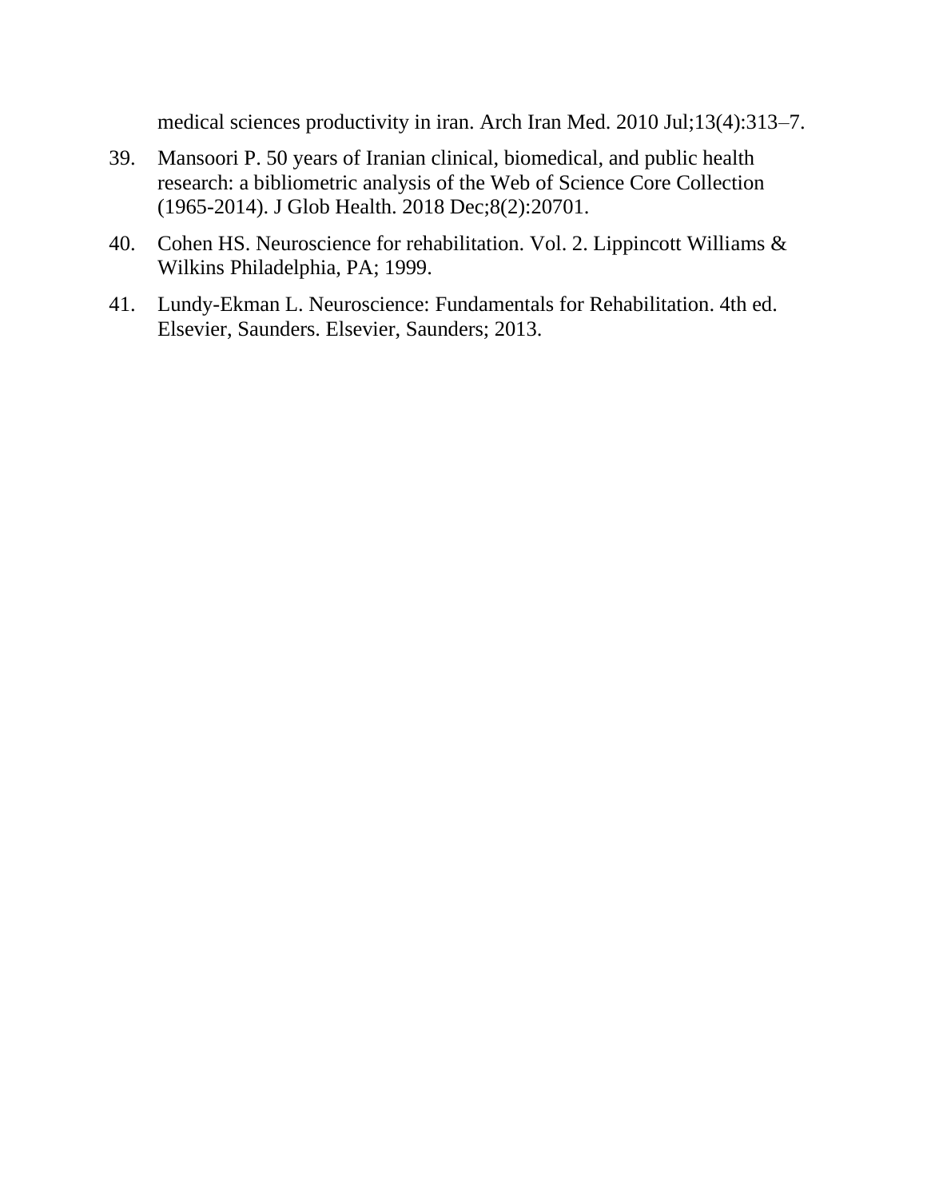medical sciences productivity in iran. Arch Iran Med. 2010 Jul;13(4):313–7.

39. Mansoori P. 50 years of Iranian clinical, biomedical, and public health research: a bibliometric analysis of the Web of Science Core Collection (1965-2014). J Glob Health. 2018 Dec;8(2):20701.
40. Cohen HS. Neuroscience for rehabilitation. Vol. 2. Lippincott Williams & Wilkins Philadelphia, PA; 1999.
41. Lundy-Ekman L. Neuroscience: Fundamentals for Rehabilitation. 4th ed. Elsevier, Saunders. Elsevier, Saunders; 2013.